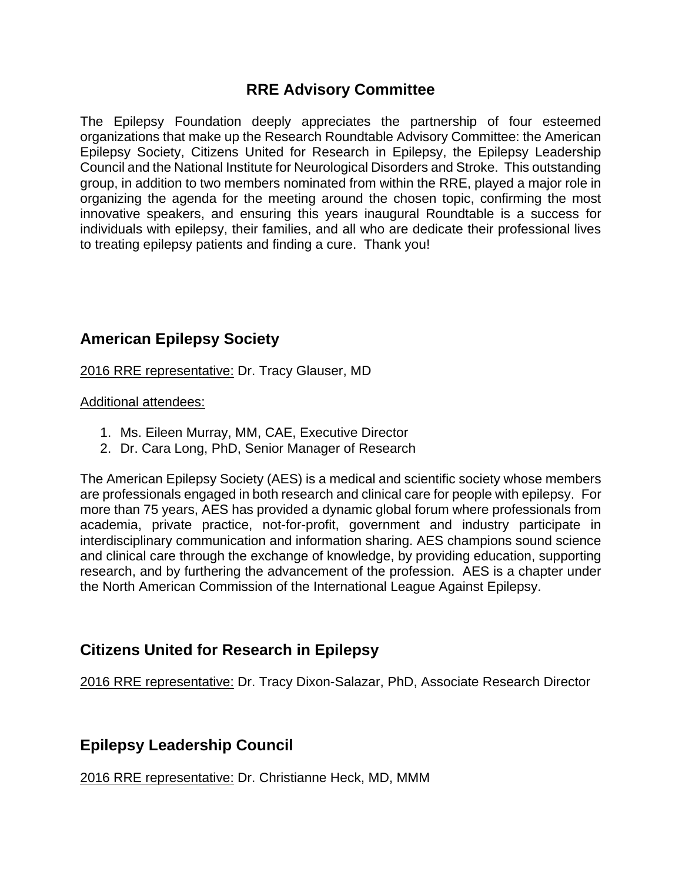# RRE Advisory Committee

The Epilepsy Foundation deeply appreciates the partnership of four esteemed organizations that make up the Research Roundtable Advisory Committee: the American Epilepsy Society, Citizens United for Research in Epilepsy, the Epilepsy Leadership Council and the National Institute for Neurological Disorders and Stroke. This outstanding group, in addition to two members nominated from within the RRE, played a major role in organizing the agenda for the meeting around the chosen topic, confirming the most innovative speakers, and ensuring this years inaugural Roundtable is a success for individuals with epilepsy, their families, and all who are dedicate their professional lives to treating epilepsy patients and finding a cure. Thank you!

## American Epilepsy Society

<u>2016 RRE representative:</u> Dr. Tracy Glauser, MD

<u>Additional attendees:</u>

1. Ms. Eileen Murray, MM, CAE, Executive Director
2. Dr. Cara Long, PhD, Senior Manager of Research

The American Epilepsy Society (AES) is a medical and scientific society whose members are professionals engaged in both research and clinical care for people with epilepsy. For more than 75 years, AES has provided a dynamic global forum where professionals from academia, private practice, not-for-profit, government and industry participate in interdisciplinary communication and information sharing. AES champions sound science and clinical care through the exchange of knowledge, by providing education, supporting research, and by furthering the advancement of the profession. AES is a chapter under the North American Commission of the International League Against Epilepsy.

## Citizens United for Research in Epilepsy

<u>2016 RRE representative:</u> Dr. Tracy Dixon-Salazar, PhD, Associate Research Director

## Epilepsy Leadership Council

<u>2016 RRE representative:</u> Dr. Christianne Heck, MD, MMM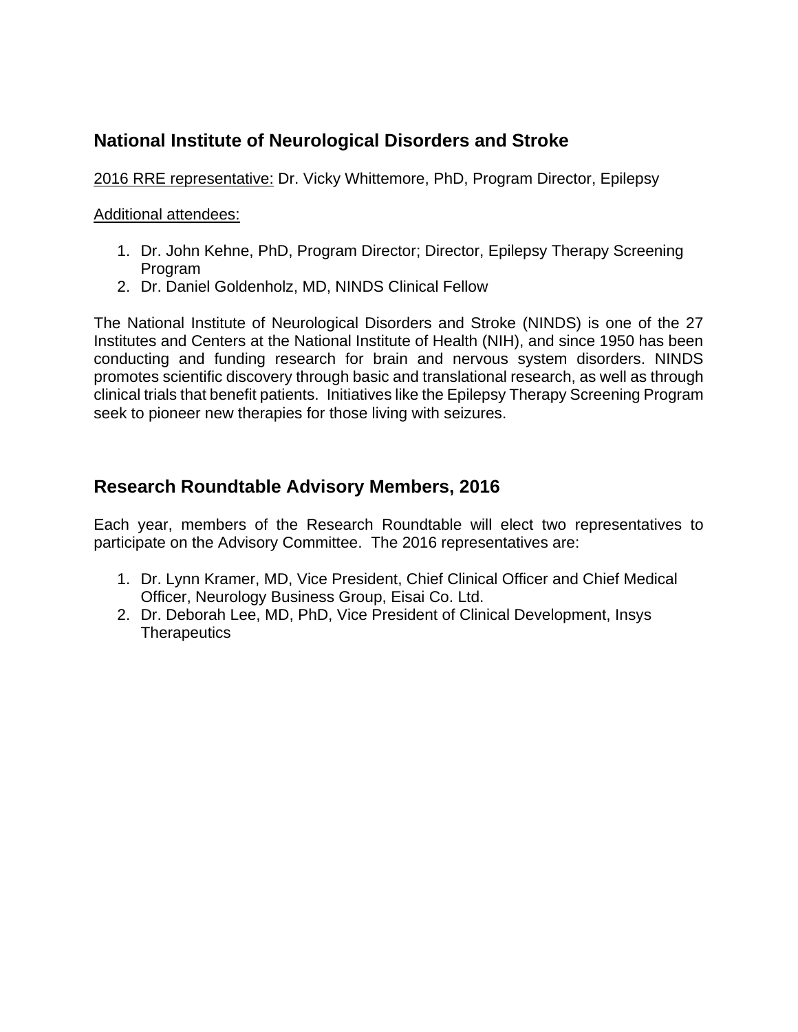## National Institute of Neurological Disorders and Stroke

2016 RRE representative: Dr. Vicky Whittemore, PhD, Program Director, Epilepsy

Additional attendees:

1. Dr. John Kehne, PhD, Program Director; Director, Epilepsy Therapy Screening Program
2. Dr. Daniel Goldenholz, MD, NINDS Clinical Fellow

The National Institute of Neurological Disorders and Stroke (NINDS) is one of the 27 Institutes and Centers at the National Institute of Health (NIH), and since 1950 has been conducting and funding research for brain and nervous system disorders. NINDS promotes scientific discovery through basic and translational research, as well as through clinical trials that benefit patients. Initiatives like the Epilepsy Therapy Screening Program seek to pioneer new therapies for those living with seizures.

## Research Roundtable Advisory Members, 2016

Each year, members of the Research Roundtable will elect two representatives to participate on the Advisory Committee. The 2016 representatives are:

1. Dr. Lynn Kramer, MD, Vice President, Chief Clinical Officer and Chief Medical Officer, Neurology Business Group, Eisai Co. Ltd.
2. Dr. Deborah Lee, MD, PhD, Vice President of Clinical Development, Insys Therapeutics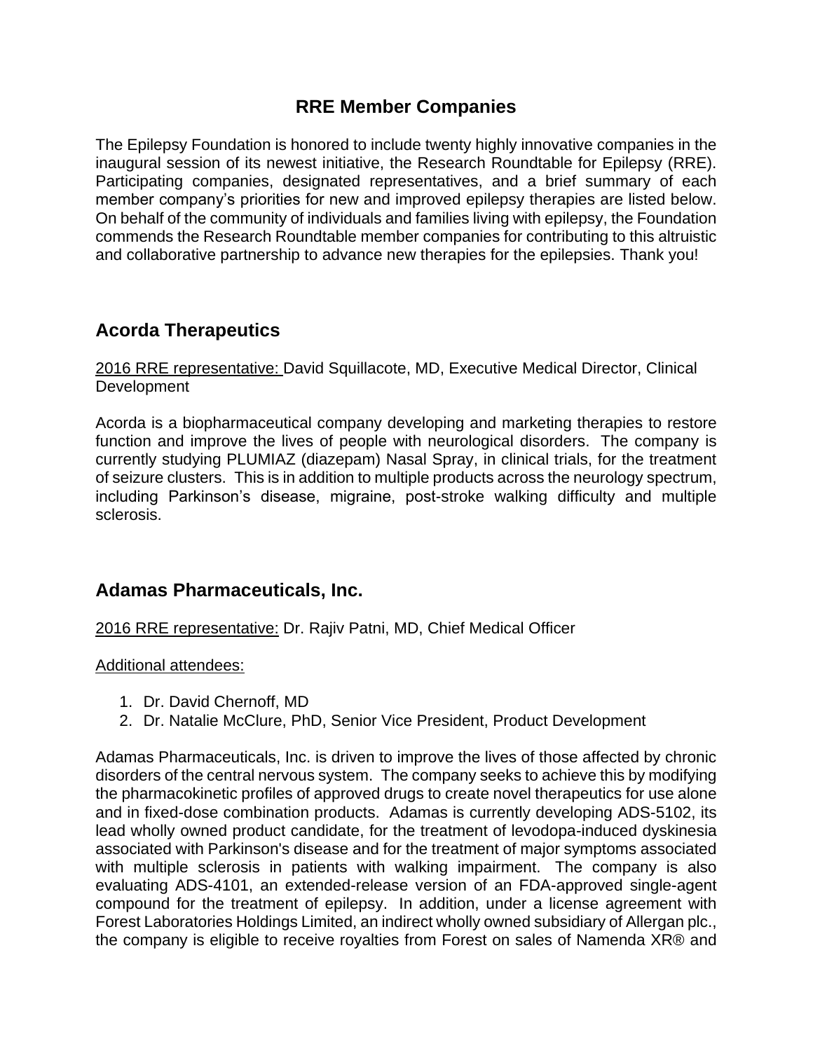# RRE Member Companies

The Epilepsy Foundation is honored to include twenty highly innovative companies in the inaugural session of its newest initiative, the Research Roundtable for Epilepsy (RRE). Participating companies, designated representatives, and a brief summary of each member company's priorities for new and improved epilepsy therapies are listed below. On behalf of the community of individuals and families living with epilepsy, the Foundation commends the Research Roundtable member companies for contributing to this altruistic and collaborative partnership to advance new therapies for the epilepsies. Thank you!

## Acorda Therapeutics

<u>2016 RRE representative:</u> David Squillacote, MD, Executive Medical Director, Clinical Development

Acorda is a biopharmaceutical company developing and marketing therapies to restore function and improve the lives of people with neurological disorders. The company is currently studying PLUMIAZ (diazepam) Nasal Spray, in clinical trials, for the treatment of seizure clusters. This is in addition to multiple products across the neurology spectrum, including Parkinson's disease, migraine, post-stroke walking difficulty and multiple sclerosis.

## Adamas Pharmaceuticals, Inc.

<u>2016 RRE representative:</u> Dr. Rajiv Patni, MD, Chief Medical Officer

<u>Additional attendees:</u>

1. Dr. David Chernoff, MD
2. Dr. Natalie McClure, PhD, Senior Vice President, Product Development

Adamas Pharmaceuticals, Inc. is driven to improve the lives of those affected by chronic disorders of the central nervous system. The company seeks to achieve this by modifying the pharmacokinetic profiles of approved drugs to create novel therapeutics for use alone and in fixed-dose combination products. Adamas is currently developing ADS-5102, its lead wholly owned product candidate, for the treatment of levodopa-induced dyskinesia associated with Parkinson's disease and for the treatment of major symptoms associated with multiple sclerosis in patients with walking impairment. The company is also evaluating ADS-4101, an extended-release version of an FDA-approved single-agent compound for the treatment of epilepsy. In addition, under a license agreement with Forest Laboratories Holdings Limited, an indirect wholly owned subsidiary of Allergan plc., the company is eligible to receive royalties from Forest on sales of Namenda XR® and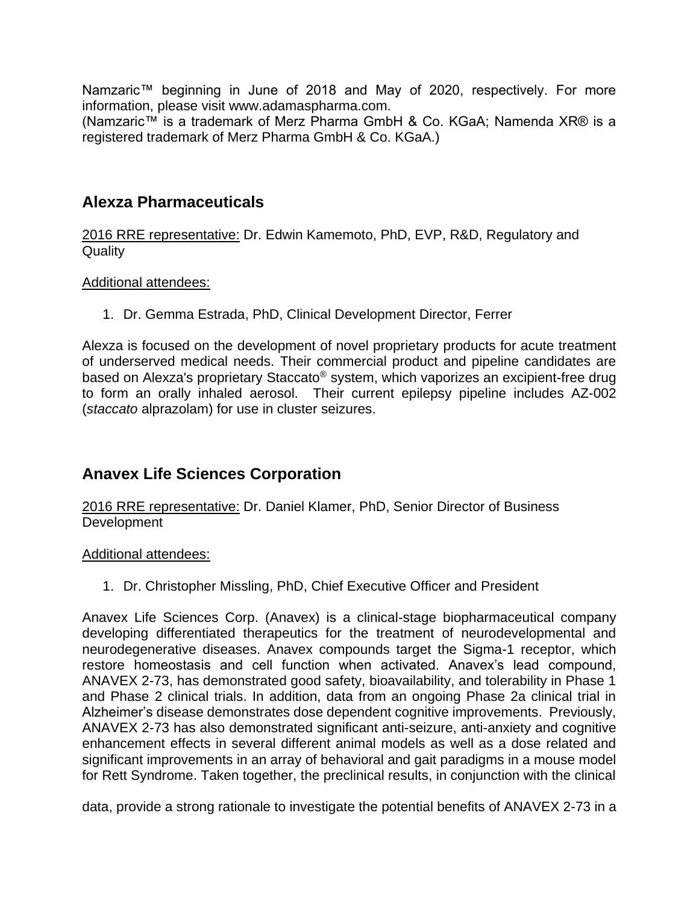Namzaric™ beginning in June of 2018 and May of 2020, respectively. For more information, please visit www.adamaspharma.com.
(Namzaric™ is a trademark of Merz Pharma GmbH & Co. KGaA; Namenda XR® is a registered trademark of Merz Pharma GmbH & Co. KGaA.)

## Alexza Pharmaceuticals

2016 RRE representative: Dr. Edwin Kamemoto, PhD, EVP, R&D, Regulatory and Quality

Additional attendees:

1. Dr. Gemma Estrada, PhD, Clinical Development Director, Ferrer

Alexza is focused on the development of novel proprietary products for acute treatment of underserved medical needs. Their commercial product and pipeline candidates are based on Alexza's proprietary Staccato® system, which vaporizes an excipient-free drug to form an orally inhaled aerosol. Their current epilepsy pipeline includes AZ-002 (*staccato* alprazolam) for use in cluster seizures.

## Anavex Life Sciences Corporation

2016 RRE representative: Dr. Daniel Klamer, PhD, Senior Director of Business Development

Additional attendees:

1. Dr. Christopher Missling, PhD, Chief Executive Officer and President

Anavex Life Sciences Corp. (Anavex) is a clinical-stage biopharmaceutical company developing differentiated therapeutics for the treatment of neurodevelopmental and neurodegenerative diseases. Anavex compounds target the Sigma-1 receptor, which restore homeostasis and cell function when activated. Anavex's lead compound, ANAVEX 2-73, has demonstrated good safety, bioavailability, and tolerability in Phase 1 and Phase 2 clinical trials. In addition, data from an ongoing Phase 2a clinical trial in Alzheimer's disease demonstrates dose dependent cognitive improvements. Previously, ANAVEX 2-73 has also demonstrated significant anti-seizure, anti-anxiety and cognitive enhancement effects in several different animal models as well as a dose related and significant improvements in an array of behavioral and gait paradigms in a mouse model for Rett Syndrome. Taken together, the preclinical results, in conjunction with the clinical data, provide a strong rationale to investigate the potential benefits of ANAVEX 2-73 in a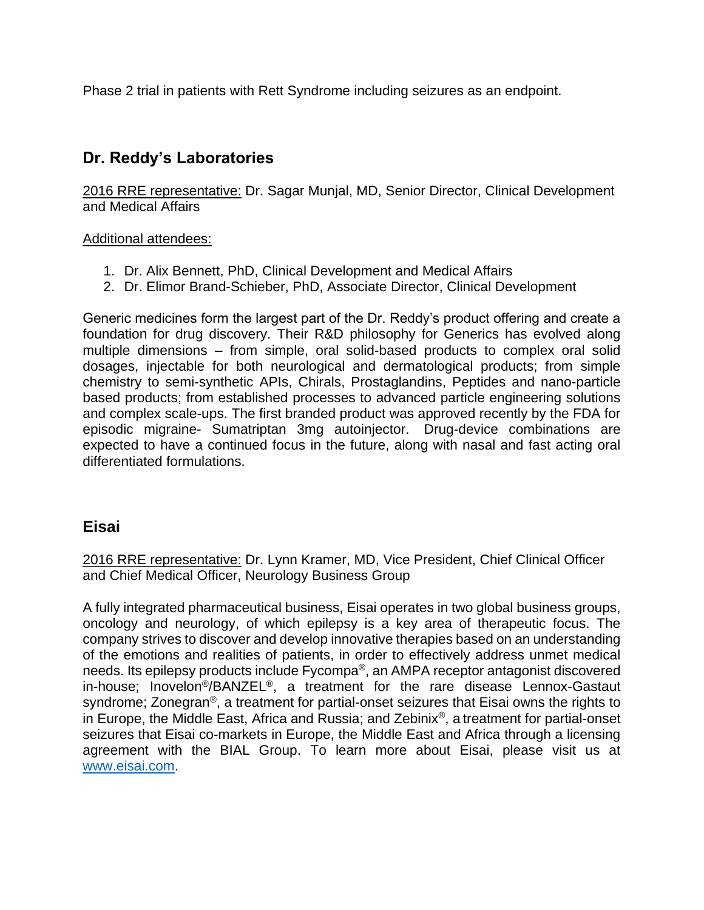Phase 2 trial in patients with Rett Syndrome including seizures as an endpoint.

## Dr. Reddy's Laboratories

2016 RRE representative: Dr. Sagar Munjal, MD, Senior Director, Clinical Development and Medical Affairs

Additional attendees:

1. Dr. Alix Bennett, PhD, Clinical Development and Medical Affairs
2. Dr. Elimor Brand-Schieber, PhD, Associate Director, Clinical Development

Generic medicines form the largest part of the Dr. Reddy's product offering and create a foundation for drug discovery. Their R&D philosophy for Generics has evolved along multiple dimensions – from simple, oral solid-based products to complex oral solid dosages, injectable for both neurological and dermatological products; from simple chemistry to semi-synthetic APIs, Chirals, Prostaglandins, Peptides and nano-particle based products; from established processes to advanced particle engineering solutions and complex scale-ups. The first branded product was approved recently by the FDA for episodic migraine- Sumatriptan 3mg autoinjector. Drug-device combinations are expected to have a continued focus in the future, along with nasal and fast acting oral differentiated formulations.

## Eisai

2016 RRE representative: Dr. Lynn Kramer, MD, Vice President, Chief Clinical Officer and Chief Medical Officer, Neurology Business Group

A fully integrated pharmaceutical business, Eisai operates in two global business groups, oncology and neurology, of which epilepsy is a key area of therapeutic focus. The company strives to discover and develop innovative therapies based on an understanding of the emotions and realities of patients, in order to effectively address unmet medical needs. Its epilepsy products include Fycompa®, an AMPA receptor antagonist discovered in-house; Inovelon®/BANZEL®, a treatment for the rare disease Lennox-Gastaut syndrome; Zonegran®, a treatment for partial-onset seizures that Eisai owns the rights to in Europe, the Middle East, Africa and Russia; and Zebinix®, a treatment for partial-onset seizures that Eisai co-markets in Europe, the Middle East and Africa through a licensing agreement with the BIAL Group. To learn more about Eisai, please visit us at www.eisai.com.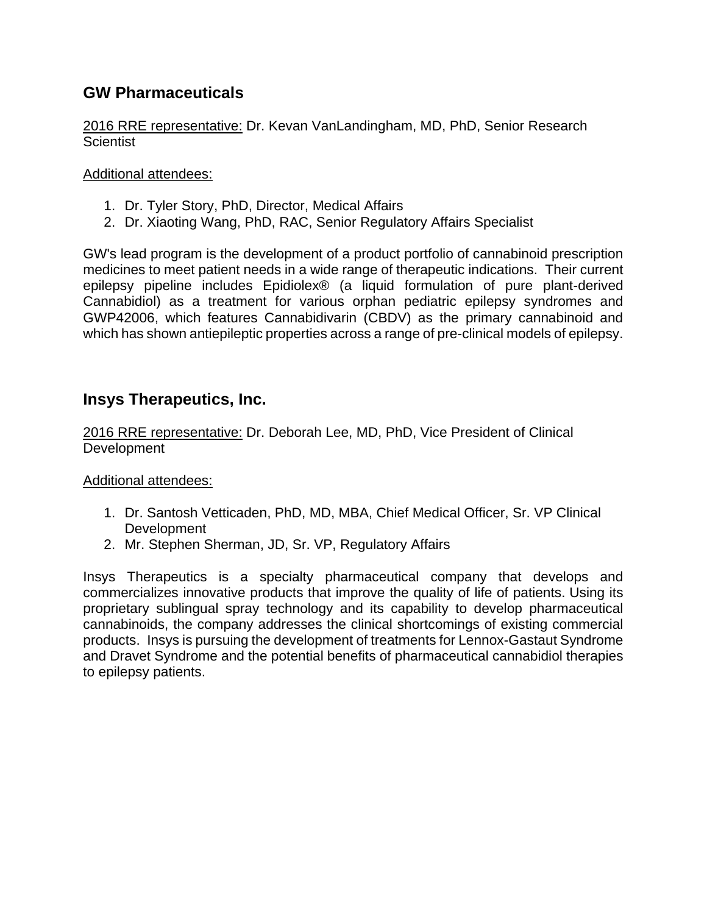## GW Pharmaceuticals

<u>2016 RRE representative:</u> Dr. Kevan VanLandingham, MD, PhD, Senior Research Scientist

<u>Additional attendees:</u>

1. Dr. Tyler Story, PhD, Director, Medical Affairs
2. Dr. Xiaoting Wang, PhD, RAC, Senior Regulatory Affairs Specialist

GW's lead program is the development of a product portfolio of cannabinoid prescription medicines to meet patient needs in a wide range of therapeutic indications. Their current epilepsy pipeline includes Epidiolex® (a liquid formulation of pure plant-derived Cannabidiol) as a treatment for various orphan pediatric epilepsy syndromes and GWP42006, which features Cannabidivarin (CBDV) as the primary cannabinoid and which has shown antiepileptic properties across a range of pre-clinical models of epilepsy.

## Insys Therapeutics, Inc.

<u>2016 RRE representative:</u> Dr. Deborah Lee, MD, PhD, Vice President of Clinical Development

<u>Additional attendees:</u>

1. Dr. Santosh Vetticaden, PhD, MD, MBA, Chief Medical Officer, Sr. VP Clinical Development
2. Mr. Stephen Sherman, JD, Sr. VP, Regulatory Affairs

Insys Therapeutics is a specialty pharmaceutical company that develops and commercializes innovative products that improve the quality of life of patients. Using its proprietary sublingual spray technology and its capability to develop pharmaceutical cannabinoids, the company addresses the clinical shortcomings of existing commercial products. Insys is pursuing the development of treatments for Lennox-Gastaut Syndrome and Dravet Syndrome and the potential benefits of pharmaceutical cannabidiol therapies to epilepsy patients.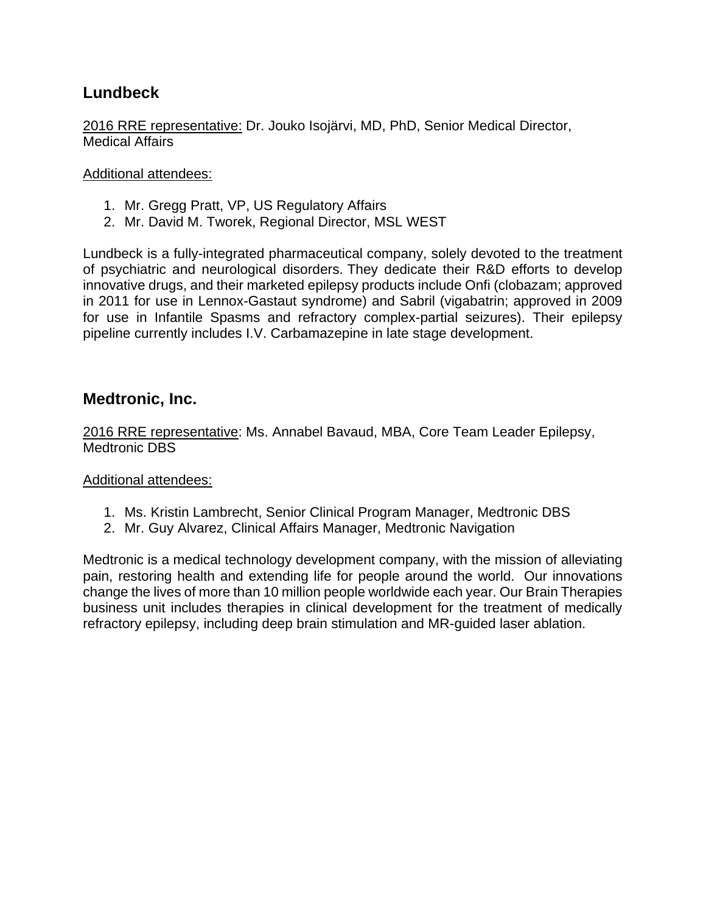## Lundbeck

2016 RRE representative: Dr. Jouko Isojärvi, MD, PhD, Senior Medical Director, Medical Affairs

Additional attendees:

1. Mr. Gregg Pratt, VP, US Regulatory Affairs
2. Mr. David M. Tworek, Regional Director, MSL WEST

Lundbeck is a fully-integrated pharmaceutical company, solely devoted to the treatment of psychiatric and neurological disorders. They dedicate their R&D efforts to develop innovative drugs, and their marketed epilepsy products include Onfi (clobazam; approved in 2011 for use in Lennox-Gastaut syndrome) and Sabril (vigabatrin; approved in 2009 for use in Infantile Spasms and refractory complex-partial seizures). Their epilepsy pipeline currently includes I.V. Carbamazepine in late stage development.

## Medtronic, Inc.

2016 RRE representative: Ms. Annabel Bavaud, MBA, Core Team Leader Epilepsy, Medtronic DBS

Additional attendees:

1. Ms. Kristin Lambrecht, Senior Clinical Program Manager, Medtronic DBS
2. Mr. Guy Alvarez, Clinical Affairs Manager, Medtronic Navigation

Medtronic is a medical technology development company, with the mission of alleviating pain, restoring health and extending life for people around the world. Our innovations change the lives of more than 10 million people worldwide each year. Our Brain Therapies business unit includes therapies in clinical development for the treatment of medically refractory epilepsy, including deep brain stimulation and MR-guided laser ablation.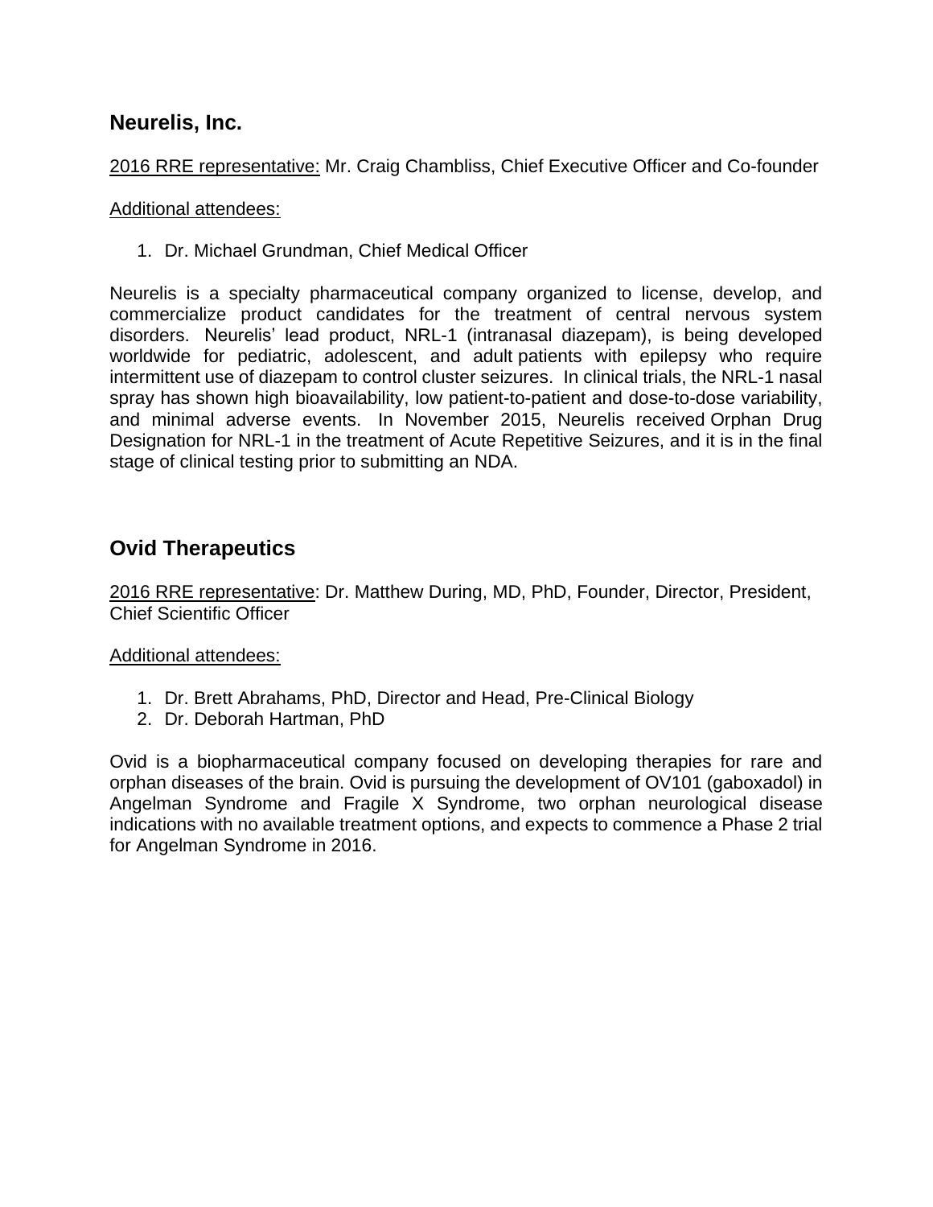## Neurelis, Inc.

<u>2016 RRE representative:</u> Mr. Craig Chambliss, Chief Executive Officer and Co-founder

<u>Additional attendees:</u>

1. Dr. Michael Grundman, Chief Medical Officer

Neurelis is a specialty pharmaceutical company organized to license, develop, and commercialize product candidates for the treatment of central nervous system disorders. Neurelis' lead product, NRL-1 (intranasal diazepam), is being developed worldwide for pediatric, adolescent, and adult patients with epilepsy who require intermittent use of diazepam to control cluster seizures. In clinical trials, the NRL-1 nasal spray has shown high bioavailability, low patient-to-patient and dose-to-dose variability, and minimal adverse events. In November 2015, Neurelis received Orphan Drug Designation for NRL-1 in the treatment of Acute Repetitive Seizures, and it is in the final stage of clinical testing prior to submitting an NDA.

## Ovid Therapeutics

<u>2016 RRE representative</u>: Dr. Matthew During, MD, PhD, Founder, Director, President, Chief Scientific Officer

<u>Additional attendees:</u>

1. Dr. Brett Abrahams, PhD, Director and Head, Pre-Clinical Biology
2. Dr. Deborah Hartman, PhD

Ovid is a biopharmaceutical company focused on developing therapies for rare and orphan diseases of the brain. Ovid is pursuing the development of OV101 (gaboxadol) in Angelman Syndrome and Fragile X Syndrome, two orphan neurological disease indications with no available treatment options, and expects to commence a Phase 2 trial for Angelman Syndrome in 2016.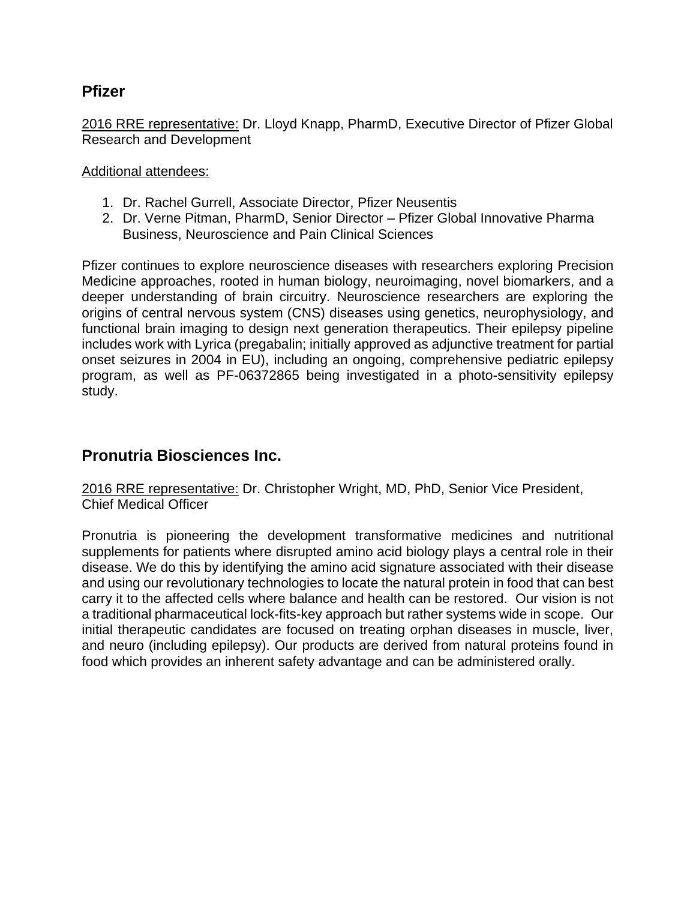## Pfizer

<u>2016 RRE representative:</u> Dr. Lloyd Knapp, PharmD, Executive Director of Pfizer Global Research and Development

<u>Additional attendees:</u>

1. Dr. Rachel Gurrell, Associate Director, Pfizer Neusentis
2. Dr. Verne Pitman, PharmD, Senior Director – Pfizer Global Innovative Pharma Business, Neuroscience and Pain Clinical Sciences

Pfizer continues to explore neuroscience diseases with researchers exploring Precision Medicine approaches, rooted in human biology, neuroimaging, novel biomarkers, and a deeper understanding of brain circuitry. Neuroscience researchers are exploring the origins of central nervous system (CNS) diseases using genetics, neurophysiology, and functional brain imaging to design next generation therapeutics. Their epilepsy pipeline includes work with Lyrica (pregabalin; initially approved as adjunctive treatment for partial onset seizures in 2004 in EU), including an ongoing, comprehensive pediatric epilepsy program, as well as PF-06372865 being investigated in a photo-sensitivity epilepsy study.

## Pronutria Biosciences Inc.

<u>2016 RRE representative:</u> Dr. Christopher Wright, MD, PhD, Senior Vice President, Chief Medical Officer

Pronutria is pioneering the development transformative medicines and nutritional supplements for patients where disrupted amino acid biology plays a central role in their disease. We do this by identifying the amino acid signature associated with their disease and using our revolutionary technologies to locate the natural protein in food that can best carry it to the affected cells where balance and health can be restored. Our vision is not a traditional pharmaceutical lock-fits-key approach but rather systems wide in scope. Our initial therapeutic candidates are focused on treating orphan diseases in muscle, liver, and neuro (including epilepsy). Our products are derived from natural proteins found in food which provides an inherent safety advantage and can be administered orally.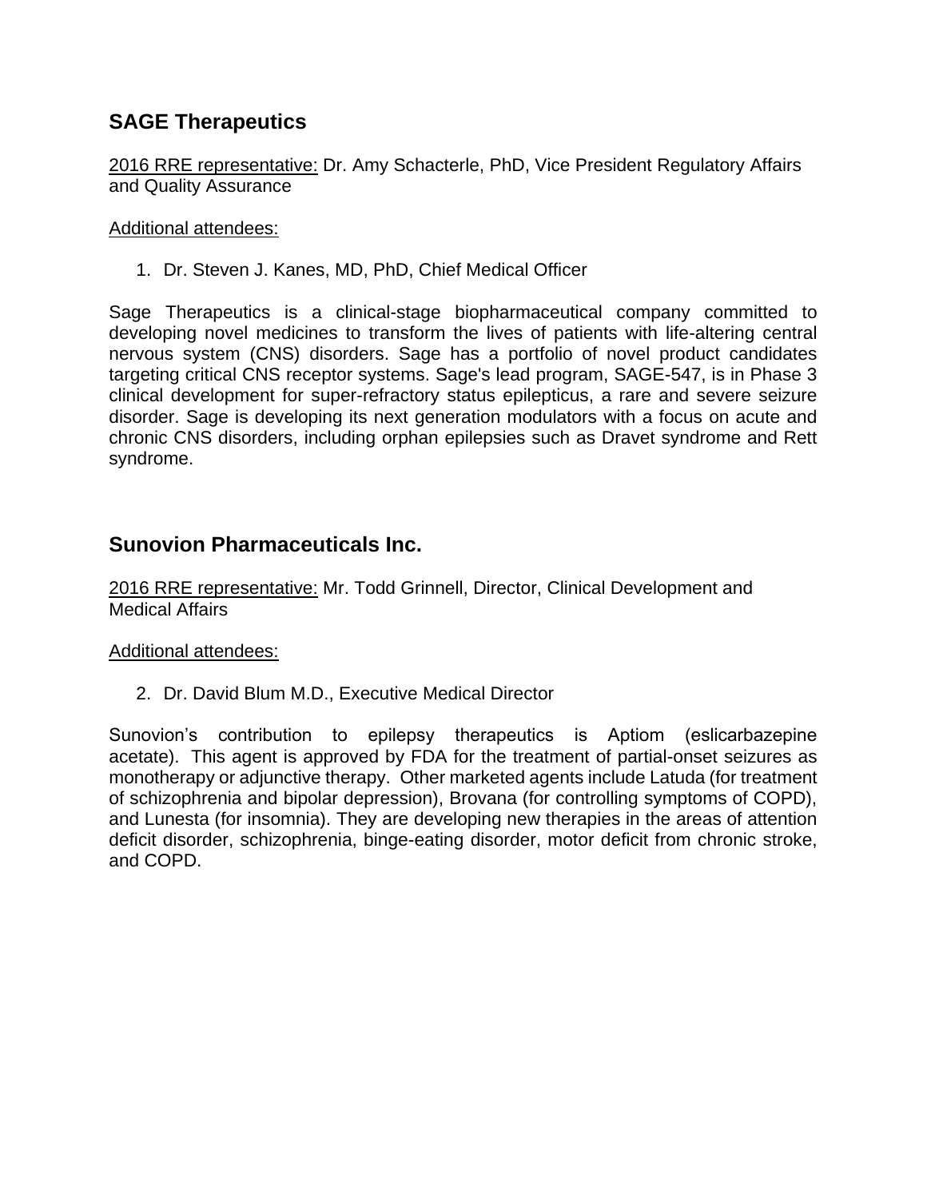## SAGE Therapeutics

2016 RRE representative: Dr. Amy Schacterle, PhD, Vice President Regulatory Affairs and Quality Assurance

Additional attendees:

1. Dr. Steven J. Kanes, MD, PhD, Chief Medical Officer

Sage Therapeutics is a clinical-stage biopharmaceutical company committed to developing novel medicines to transform the lives of patients with life-altering central nervous system (CNS) disorders. Sage has a portfolio of novel product candidates targeting critical CNS receptor systems. Sage's lead program, SAGE-547, is in Phase 3 clinical development for super-refractory status epilepticus, a rare and severe seizure disorder. Sage is developing its next generation modulators with a focus on acute and chronic CNS disorders, including orphan epilepsies such as Dravet syndrome and Rett syndrome.

## Sunovion Pharmaceuticals Inc.

2016 RRE representative: Mr. Todd Grinnell, Director, Clinical Development and Medical Affairs

Additional attendees:

2. Dr. David Blum M.D., Executive Medical Director

Sunovion's contribution to epilepsy therapeutics is Aptiom (eslicarbazepine acetate). This agent is approved by FDA for the treatment of partial-onset seizures as monotherapy or adjunctive therapy. Other marketed agents include Latuda (for treatment of schizophrenia and bipolar depression), Brovana (for controlling symptoms of COPD), and Lunesta (for insomnia). They are developing new therapies in the areas of attention deficit disorder, schizophrenia, binge-eating disorder, motor deficit from chronic stroke, and COPD.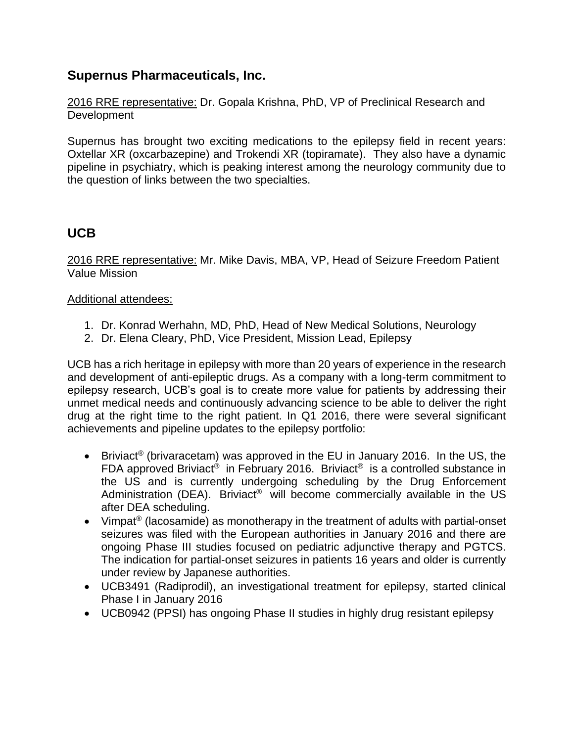## Supernus Pharmaceuticals, Inc.

<u>2016 RRE representative:</u> Dr. Gopala Krishna, PhD, VP of Preclinical Research and Development

Supernus has brought two exciting medications to the epilepsy field in recent years: Oxtellar XR (oxcarbazepine) and Trokendi XR (topiramate). They also have a dynamic pipeline in psychiatry, which is peaking interest among the neurology community due to the question of links between the two specialties.

## UCB

<u>2016 RRE representative:</u> Mr. Mike Davis, MBA, VP, Head of Seizure Freedom Patient Value Mission

<u>Additional attendees:</u>

1. Dr. Konrad Werhahn, MD, PhD, Head of New Medical Solutions, Neurology
2. Dr. Elena Cleary, PhD, Vice President, Mission Lead, Epilepsy

UCB has a rich heritage in epilepsy with more than 20 years of experience in the research and development of anti-epileptic drugs. As a company with a long-term commitment to epilepsy research, UCB's goal is to create more value for patients by addressing their unmet medical needs and continuously advancing science to be able to deliver the right drug at the right time to the right patient. In Q1 2016, there were several significant achievements and pipeline updates to the epilepsy portfolio:

- Briviact® (brivaracetam) was approved in the EU in January 2016. In the US, the FDA approved Briviact® in February 2016. Briviact® is a controlled substance in the US and is currently undergoing scheduling by the Drug Enforcement Administration (DEA). Briviact® will become commercially available in the US after DEA scheduling.
- Vimpat® (lacosamide) as monotherapy in the treatment of adults with partial-onset seizures was filed with the European authorities in January 2016 and there are ongoing Phase III studies focused on pediatric adjunctive therapy and PGTCS. The indication for partial-onset seizures in patients 16 years and older is currently under review by Japanese authorities.
- UCB3491 (Radiprodil), an investigational treatment for epilepsy, started clinical Phase I in January 2016
- UCB0942 (PPSI) has ongoing Phase II studies in highly drug resistant epilepsy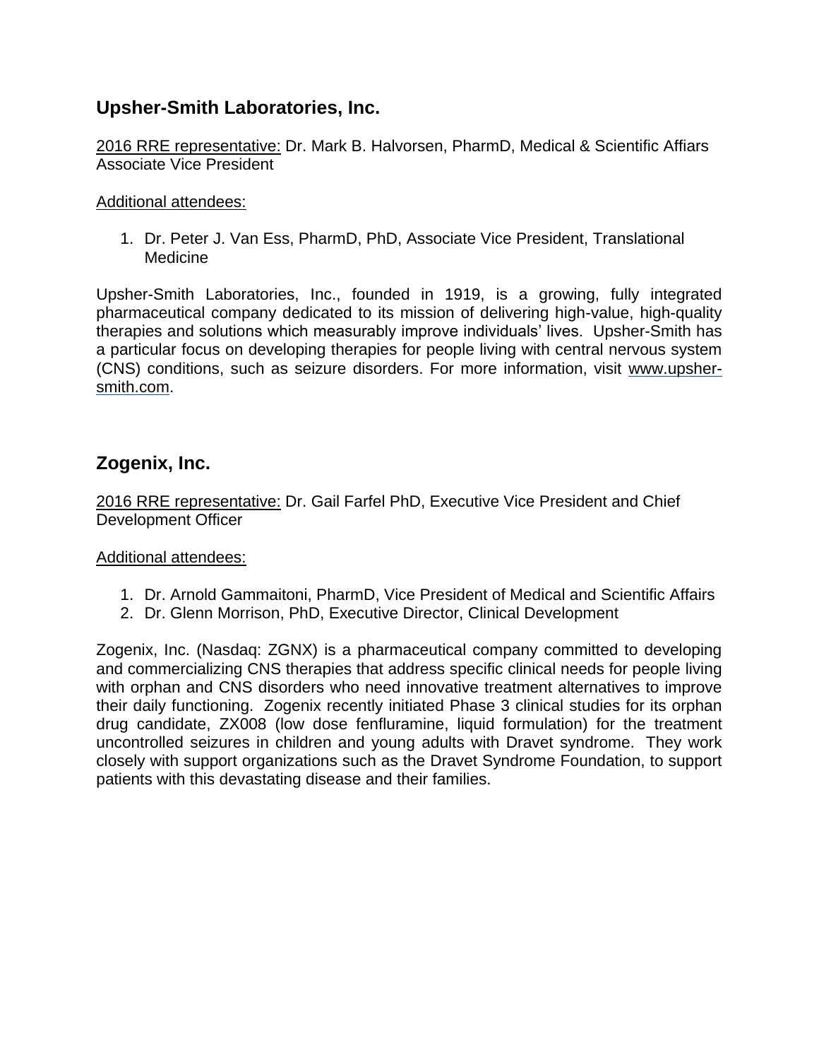## Upsher-Smith Laboratories, Inc.

2016 RRE representative: Dr. Mark B. Halvorsen, PharmD, Medical & Scientific Affiars Associate Vice President

Additional attendees:

1. Dr. Peter J. Van Ess, PharmD, PhD, Associate Vice President, Translational Medicine

Upsher-Smith Laboratories, Inc., founded in 1919, is a growing, fully integrated pharmaceutical company dedicated to its mission of delivering high-value, high-quality therapies and solutions which measurably improve individuals' lives. Upsher-Smith has a particular focus on developing therapies for people living with central nervous system (CNS) conditions, such as seizure disorders. For more information, visit www.upsher-smith.com.

## Zogenix, Inc.

2016 RRE representative: Dr. Gail Farfel PhD, Executive Vice President and Chief Development Officer

Additional attendees:

1. Dr. Arnold Gammaitoni, PharmD, Vice President of Medical and Scientific Affairs
2. Dr. Glenn Morrison, PhD, Executive Director, Clinical Development

Zogenix, Inc. (Nasdaq: ZGNX) is a pharmaceutical company committed to developing and commercializing CNS therapies that address specific clinical needs for people living with orphan and CNS disorders who need innovative treatment alternatives to improve their daily functioning. Zogenix recently initiated Phase 3 clinical studies for its orphan drug candidate, ZX008 (low dose fenfluramine, liquid formulation) for the treatment uncontrolled seizures in children and young adults with Dravet syndrome. They work closely with support organizations such as the Dravet Syndrome Foundation, to support patients with this devastating disease and their families.